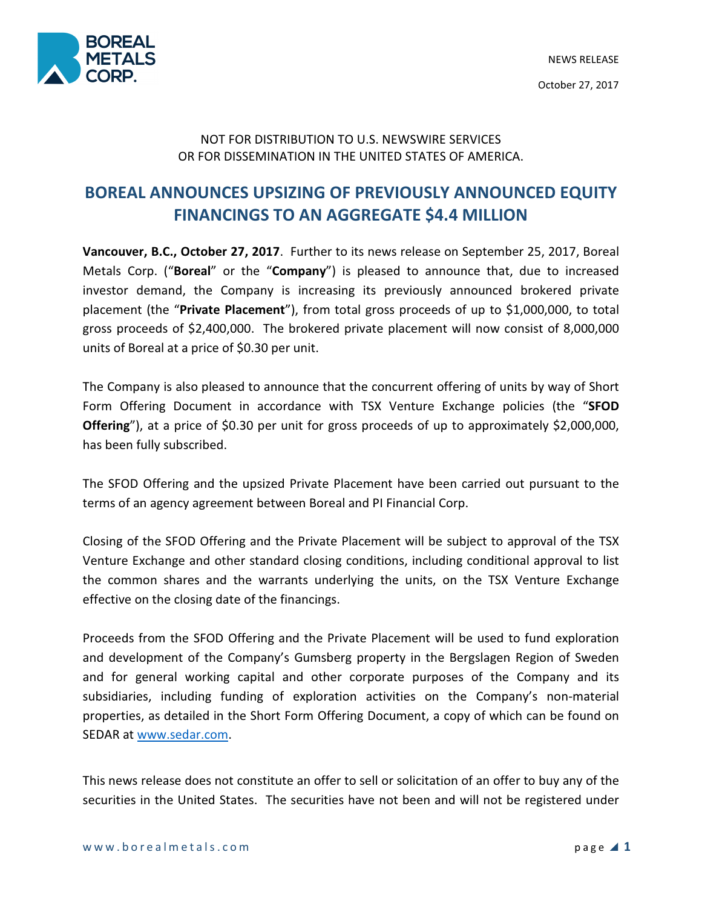NEWS RELEASE

October 27, 2017

NOT FOR DISTRIBUTION TO U.S. NEWSWIRE SERVICES
OR FOR DISSEMINATION IN THE UNITED STATES OF AMERICA.

# BOREAL ANNOUNCES UPSIZING OF PREVIOUSLY ANNOUNCED EQUITY FINANCINGS TO AN AGGREGATE $4.4 MILLION

**Vancouver, B.C., October 27, 2017**. Further to its news release on September 25, 2017, Boreal Metals Corp. ("**Boreal**" or the "**Company**") is pleased to announce that, due to increased investor demand, the Company is increasing its previously announced brokered private placement (the "**Private Placement**"), from total gross proceeds of up to $1,000,000, to total gross proceeds of $2,400,000. The brokered private placement will now consist of 8,000,000 units of Boreal at a price of $0.30 per unit.

The Company is also pleased to announce that the concurrent offering of units by way of Short Form Offering Document in accordance with TSX Venture Exchange policies (the "**SFOD Offering**"), at a price of $0.30 per unit for gross proceeds of up to approximately $2,000,000, has been fully subscribed.

The SFOD Offering and the upsized Private Placement have been carried out pursuant to the terms of an agency agreement between Boreal and PI Financial Corp.

Closing of the SFOD Offering and the Private Placement will be subject to approval of the TSX Venture Exchange and other standard closing conditions, including conditional approval to list the common shares and the warrants underlying the units, on the TSX Venture Exchange effective on the closing date of the financings.

Proceeds from the SFOD Offering and the Private Placement will be used to fund exploration and development of the Company's Gumsberg property in the Bergslagen Region of Sweden and for general working capital and other corporate purposes of the Company and its subsidiaries, including funding of exploration activities on the Company's non-material properties, as detailed in the Short Form Offering Document, a copy of which can be found on SEDAR at www.sedar.com.

This news release does not constitute an offer to sell or solicitation of an offer to buy any of the securities in the United States. The securities have not been and will not be registered under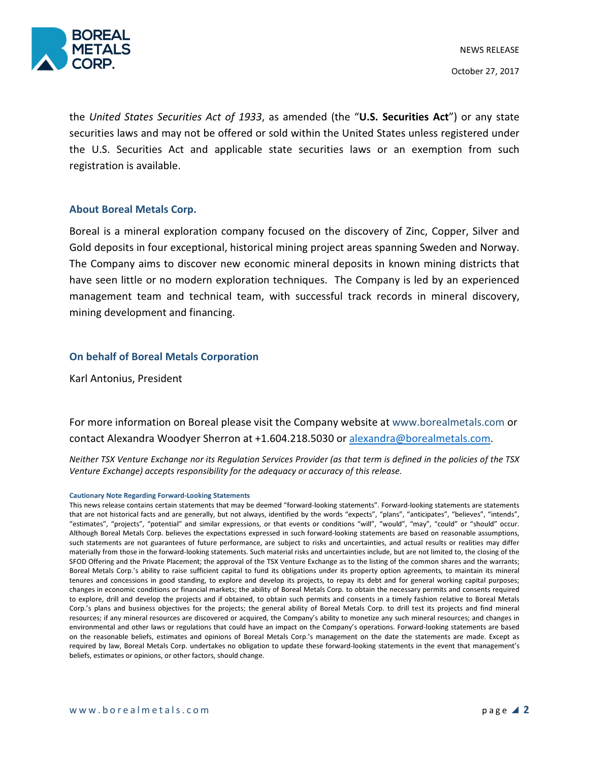the *United States Securities Act of 1933*, as amended (the "**U.S. Securities Act**") or any state securities laws and may not be offered or sold within the United States unless registered under the U.S. Securities Act and applicable state securities laws or an exemption from such registration is available.

## About Boreal Metals Corp.

Boreal is a mineral exploration company focused on the discovery of Zinc, Copper, Silver and Gold deposits in four exceptional, historical mining project areas spanning Sweden and Norway. The Company aims to discover new economic mineral deposits in known mining districts that have seen little or no modern exploration techniques. The Company is led by an experienced management team and technical team, with successful track records in mineral discovery, mining development and financing.

## On behalf of Boreal Metals Corporation

Karl Antonius, President

For more information on Boreal please visit the Company website at www.borealmetals.com or contact Alexandra Woodyer Sherron at +1.604.218.5030 or alexandra@borealmetals.com.

*Neither TSX Venture Exchange nor its Regulation Services Provider (as that term is defined in the policies of the TSX Venture Exchange) accepts responsibility for the adequacy or accuracy of this release.*

#### Cautionary Note Regarding Forward-Looking Statements

This news release contains certain statements that may be deemed "forward-looking statements". Forward-looking statements are statements that are not historical facts and are generally, but not always, identified by the words "expects", "plans", "anticipates", "believes", "intends", "estimates", "projects", "potential" and similar expressions, or that events or conditions "will", "would", "may", "could" or "should" occur. Although Boreal Metals Corp. believes the expectations expressed in such forward-looking statements are based on reasonable assumptions, such statements are not guarantees of future performance, are subject to risks and uncertainties, and actual results or realities may differ materially from those in the forward-looking statements. Such material risks and uncertainties include, but are not limited to, the closing of the SFOD Offering and the Private Placement; the approval of the TSX Venture Exchange as to the listing of the common shares and the warrants; Boreal Metals Corp.'s ability to raise sufficient capital to fund its obligations under its property option agreements, to maintain its mineral tenures and concessions in good standing, to explore and develop its projects, to repay its debt and for general working capital purposes; changes in economic conditions or financial markets; the ability of Boreal Metals Corp. to obtain the necessary permits and consents required to explore, drill and develop the projects and if obtained, to obtain such permits and consents in a timely fashion relative to Boreal Metals Corp.'s plans and business objectives for the projects; the general ability of Boreal Metals Corp. to drill test its projects and find mineral resources; if any mineral resources are discovered or acquired, the Company's ability to monetize any such mineral resources; and changes in environmental and other laws or regulations that could have an impact on the Company's operations. Forward-looking statements are based on the reasonable beliefs, estimates and opinions of Boreal Metals Corp.'s management on the date the statements are made. Except as required by law, Boreal Metals Corp. undertakes no obligation to update these forward-looking statements in the event that management's beliefs, estimates or opinions, or other factors, should change.